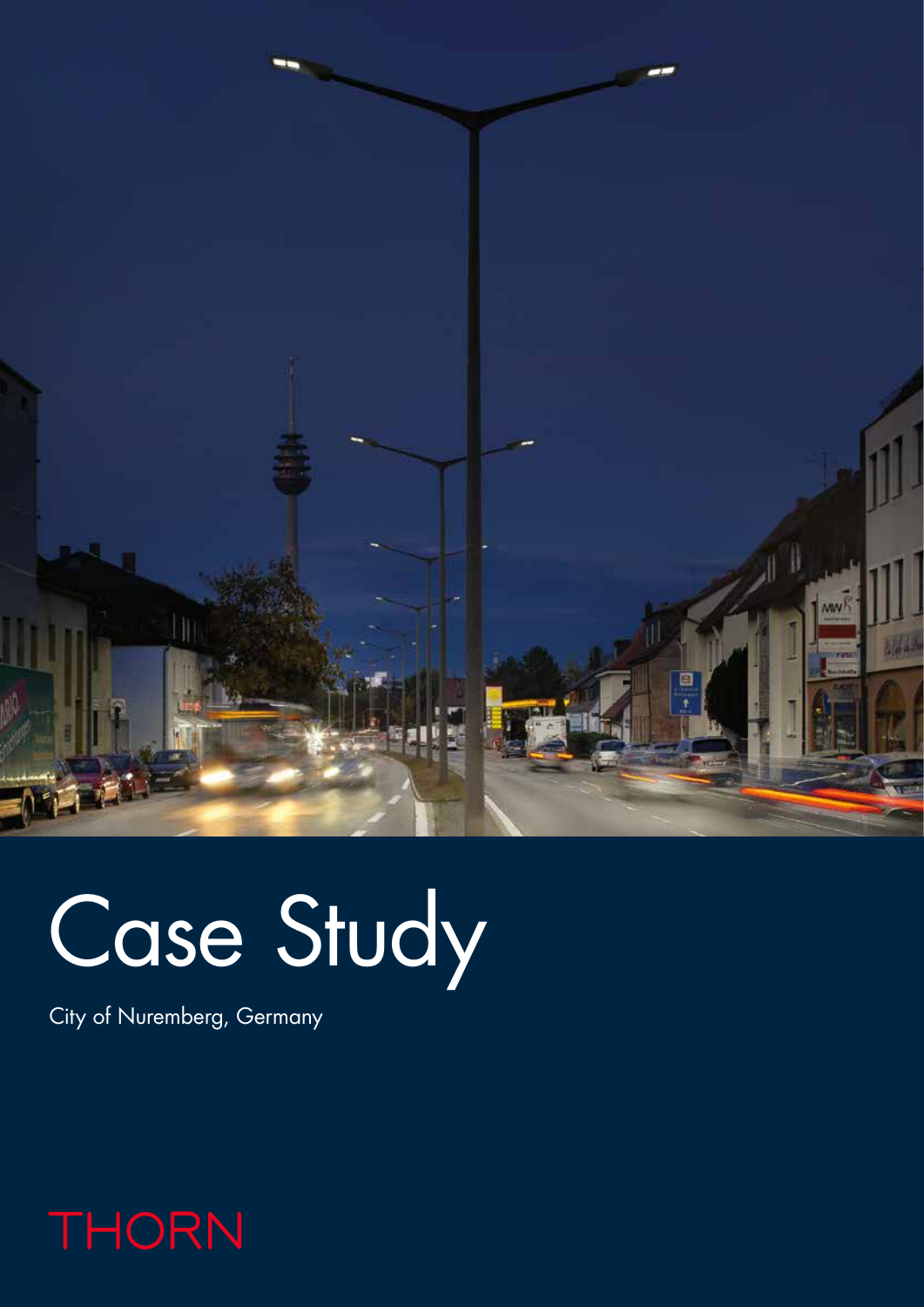# Case Study

City of Nuremberg, Germany

THORN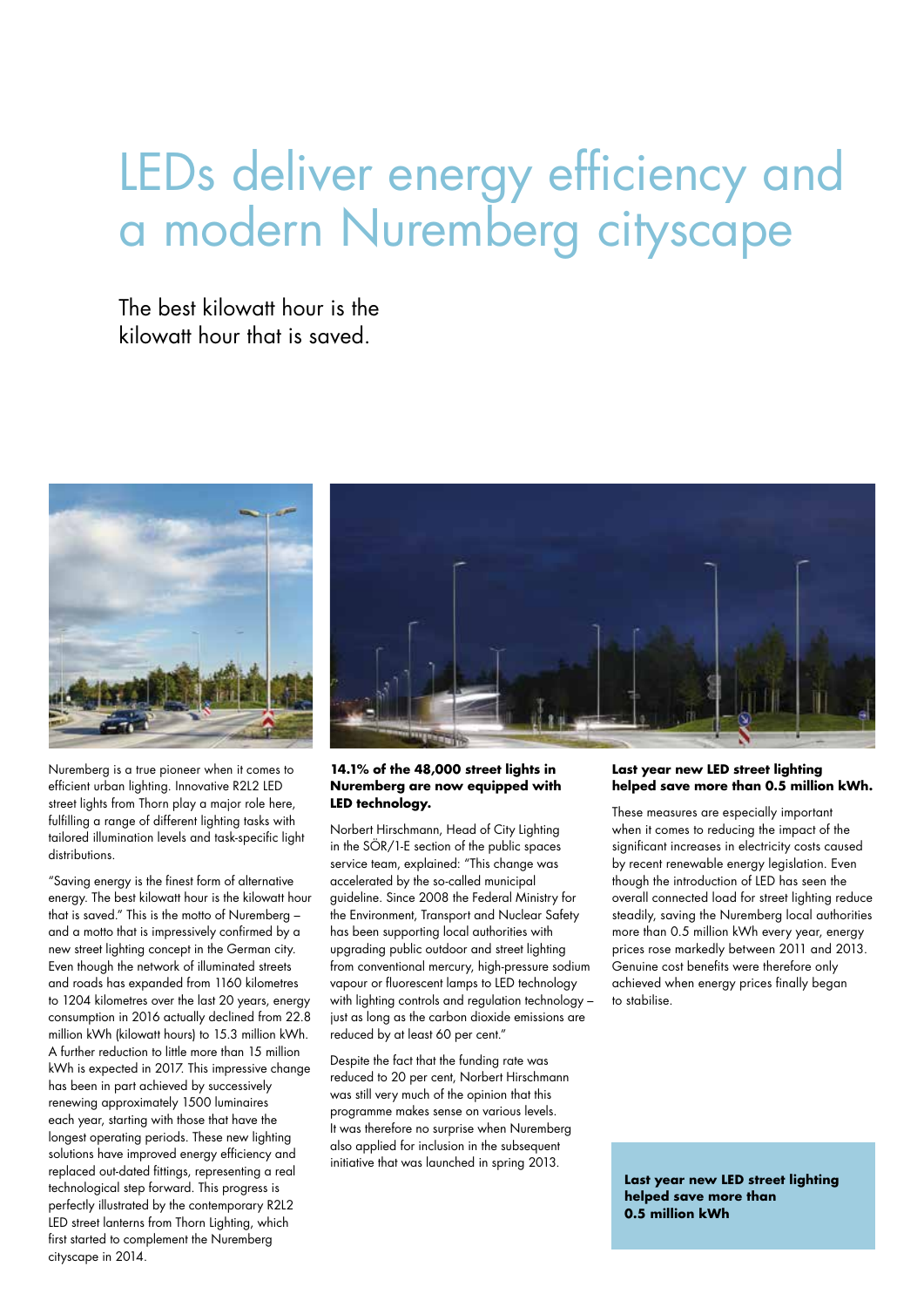# LEDs deliver energy efficiency and a modern Nuremberg cityscape

## The best kilowatt hour is the kilowatt hour that is saved.

Nuremberg is a true pioneer when it comes to efficient urban lighting. Innovative R2L2 LED street lights from Thorn play a major role here, fulfilling a range of different lighting tasks with tailored illumination levels and task-specific light distributions.

"Saving energy is the finest form of alternative energy. The best kilowatt hour is the kilowatt hour that is saved." This is the motto of Nuremberg – and a motto that is impressively confirmed by a new street lighting concept in the German city. Even though the network of illuminated streets and roads has expanded from 1160 kilometres to 1204 kilometres over the last 20 years, energy consumption in 2016 actually declined from 22.8 million kWh (kilowatt hours) to 15.3 million kWh. A further reduction to little more than 15 million kWh is expected in 2017. This impressive change has been in part achieved by successively renewing approximately 1500 luminaires each year, starting with those that have the longest operating periods. These new lighting solutions have improved energy efficiency and replaced out-dated fittings, representing a real technological step forward. This progress is perfectly illustrated by the contemporary R2L2 LED street lanterns from Thorn Lighting, which first started to complement the Nuremberg cityscape in 2014.

**14.1% of the 48,000 street lights in Nuremberg are now equipped with LED technology.**

Norbert Hirschmann, Head of City Lighting in the SÖR/1-E section of the public spaces service team, explained: "This change was accelerated by the so-called municipal guideline. Since 2008 the Federal Ministry for the Environment, Transport and Nuclear Safety has been supporting local authorities with upgrading public outdoor and street lighting from conventional mercury, high-pressure sodium vapour or fluorescent lamps to LED technology with lighting controls and regulation technology – just as long as the carbon dioxide emissions are reduced by at least 60 per cent."

Despite the fact that the funding rate was reduced to 20 per cent, Norbert Hirschmann was still very much of the opinion that this programme makes sense on various levels. It was therefore no surprise when Nuremberg also applied for inclusion in the subsequent initiative that was launched in spring 2013.

**Last year new LED street lighting helped save more than 0.5 million kWh.**

These measures are especially important when it comes to reducing the impact of the significant increases in electricity costs caused by recent renewable energy legislation. Even though the introduction of LED has seen the overall connected load for street lighting reduce steadily, saving the Nuremberg local authorities more than 0.5 million kWh every year, energy prices rose markedly between 2011 and 2013. Genuine cost benefits were therefore only achieved when energy prices finally began to stabilise.

**Last year new LED street lighting helped save more than 0.5 million kWh**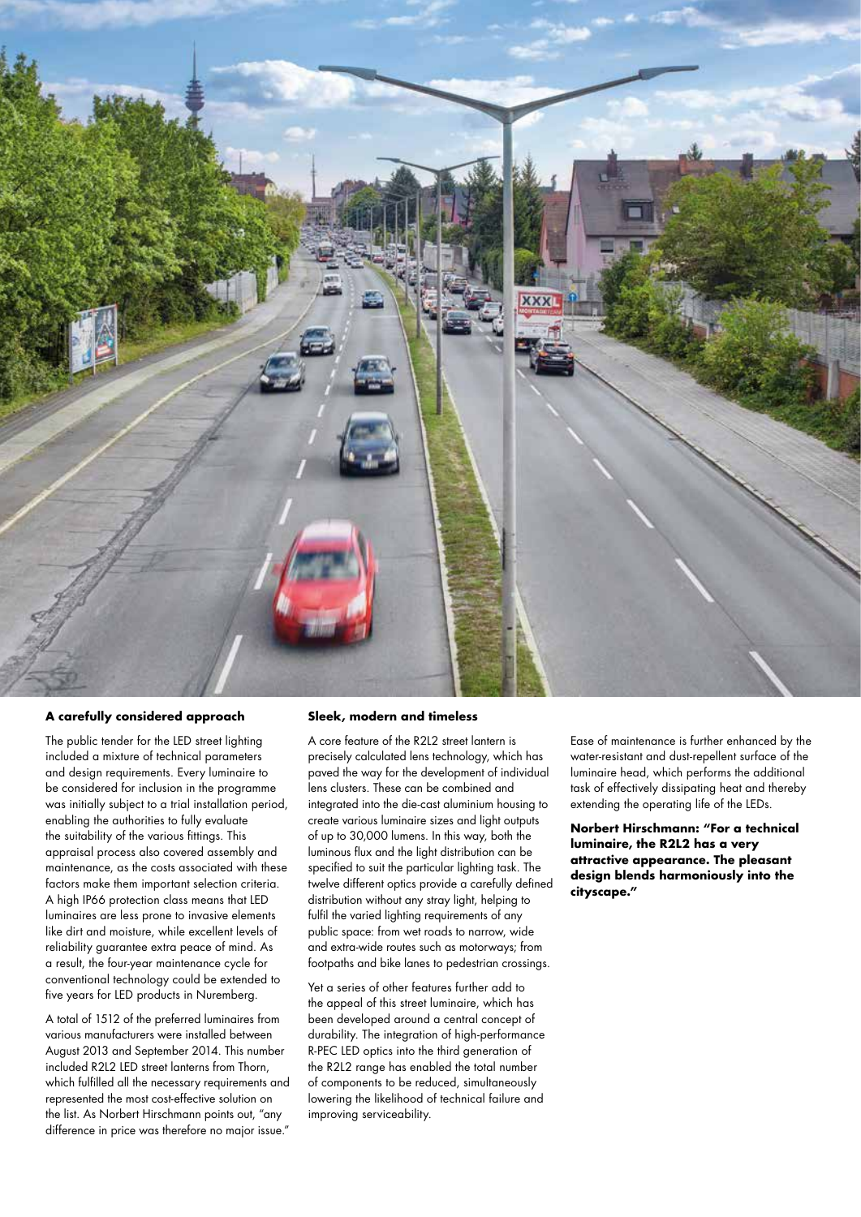### A carefully considered approach

The public tender for the LED street lighting included a mixture of technical parameters and design requirements. Every luminaire to be considered for inclusion in the programme was initially subject to a trial installation period, enabling the authorities to fully evaluate the suitability of the various fittings. This appraisal process also covered assembly and maintenance, as the costs associated with these factors make them important selection criteria. A high IP66 protection class means that LED luminaires are less prone to invasive elements like dirt and moisture, while excellent levels of reliability guarantee extra peace of mind. As a result, the four-year maintenance cycle for conventional technology could be extended to five years for LED products in Nuremberg.

A total of 1512 of the preferred luminaires from various manufacturers were installed between August 2013 and September 2014. This number included R2L2 LED street lanterns from Thorn, which fulfilled all the necessary requirements and represented the most cost-effective solution on the list. As Norbert Hirschmann points out, "any difference in price was therefore no major issue."

### Sleek, modern and timeless

A core feature of the R2L2 street lantern is precisely calculated lens technology, which has paved the way for the development of individual lens clusters. These can be combined and integrated into the die-cast aluminium housing to create various luminaire sizes and light outputs of up to 30,000 lumens. In this way, both the luminous flux and the light distribution can be specified to suit the particular lighting task. The twelve different optics provide a carefully defined distribution without any stray light, helping to fulfil the varied lighting requirements of any public space: from wet roads to narrow, wide and extra-wide routes such as motorways; from footpaths and bike lanes to pedestrian crossings.

Yet a series of other features further add to the appeal of this street luminaire, which has been developed around a central concept of durability. The integration of high-performance R-PEC LED optics into the third generation of the R2L2 range has enabled the total number of components to be reduced, simultaneously lowering the likelihood of technical failure and improving serviceability.

Ease of maintenance is further enhanced by the water-resistant and dust-repellent surface of the luminaire head, which performs the additional task of effectively dissipating heat and thereby extending the operating life of the LEDs.

**Norbert Hirschmann: "For a technical luminaire, the R2L2 has a very attractive appearance. The pleasant design blends harmoniously into the cityscape."**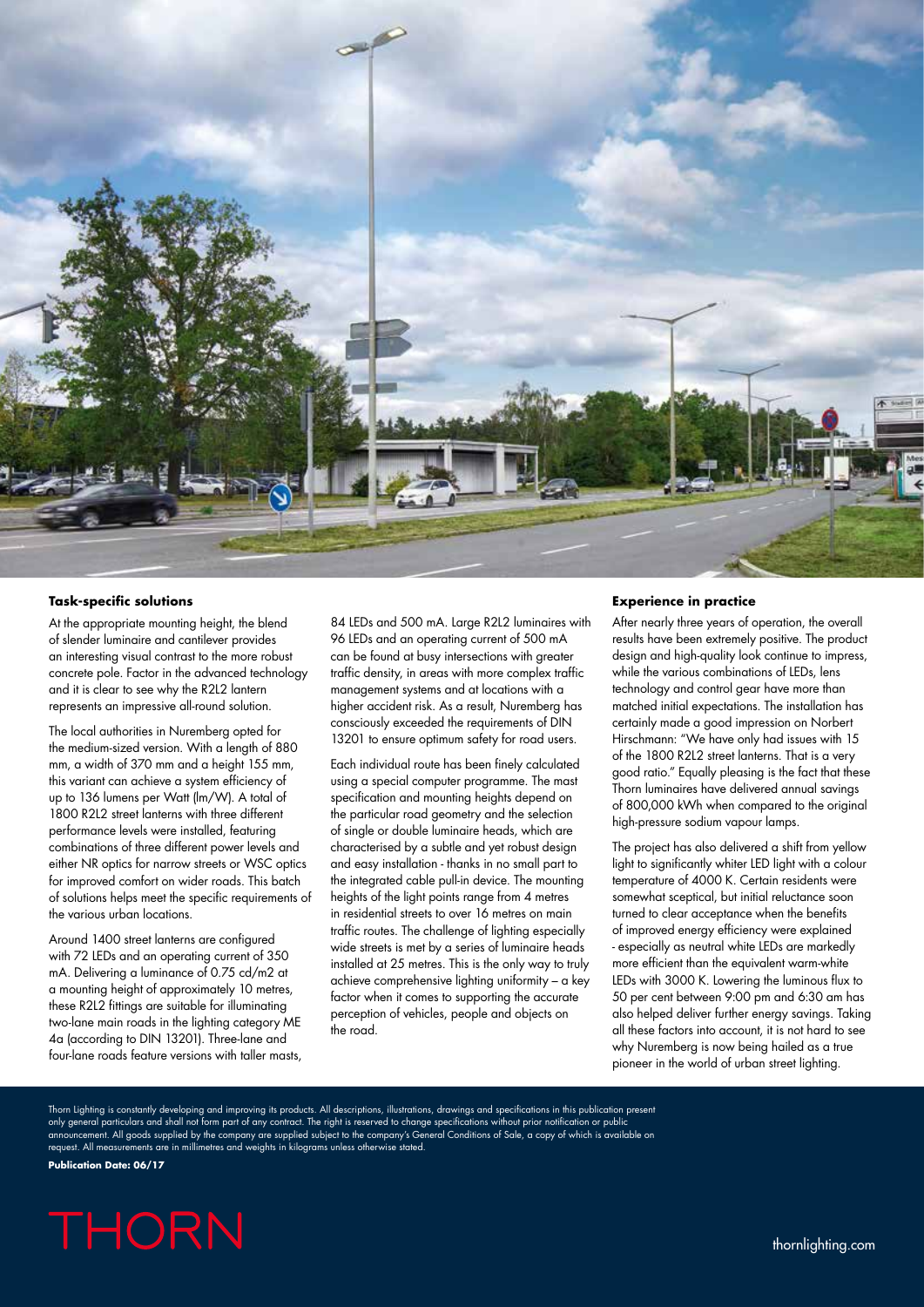## Task-specific solutions

At the appropriate mounting height, the blend of slender luminaire and cantilever provides an interesting visual contrast to the more robust concrete pole. Factor in the advanced technology and it is clear to see why the R2L2 lantern represents an impressive all-round solution.

The local authorities in Nuremberg opted for the medium-sized version. With a length of 880 mm, a width of 370 mm and a height 155 mm, this variant can achieve a system efficiency of up to 136 lumens per Watt (lm/W). A total of 1800 R2L2 street lanterns with three different performance levels were installed, featuring combinations of three different power levels and either NR optics for narrow streets or WSC optics for improved comfort on wider roads. This batch of solutions helps meet the specific requirements of the various urban locations.

Around 1400 street lanterns are configured with 72 LEDs and an operating current of 350 mA. Delivering a luminance of 0.75 cd/m2 at a mounting height of approximately 10 metres, these R2L2 fittings are suitable for illuminating two-lane main roads in the lighting category ME 4a (according to DIN 13201). Three-lane and four-lane roads feature versions with taller masts, 84 LEDs and 500 mA. Large R2L2 luminaires with 96 LEDs and an operating current of 500 mA can be found at busy intersections with greater traffic density, in areas with more complex traffic management systems and at locations with a higher accident risk. As a result, Nuremberg has consciously exceeded the requirements of DIN 13201 to ensure optimum safety for road users.

Each individual route has been finely calculated using a special computer programme. The mast specification and mounting heights depend on the particular road geometry and the selection of single or double luminaire heads, which are characterised by a subtle and yet robust design and easy installation - thanks in no small part to the integrated cable pull-in device. The mounting heights of the light points range from 4 metres in residential streets to over 16 metres on main traffic routes. The challenge of lighting especially wide streets is met by a series of luminaire heads installed at 25 metres. This is the only way to truly achieve comprehensive lighting uniformity – a key factor when it comes to supporting the accurate perception of vehicles, people and objects on the road.

## Experience in practice

After nearly three years of operation, the overall results have been extremely positive. The product design and high-quality look continue to impress, while the various combinations of LEDs, lens technology and control gear have more than matched initial expectations. The installation has certainly made a good impression on Norbert Hirschmann: "We have only had issues with 15 of the 1800 R2L2 street lanterns. That is a very good ratio." Equally pleasing is the fact that these Thorn luminaires have delivered annual savings of 800,000 kWh when compared to the original high-pressure sodium vapour lamps.

The project has also delivered a shift from yellow light to significantly whiter LED light with a colour temperature of 4000 K. Certain residents were somewhat sceptical, but initial reluctance soon turned to clear acceptance when the benefits of improved energy efficiency were explained - especially as neutral white LEDs are markedly more efficient than the equivalent warm-white LEDs with 3000 K. Lowering the luminous flux to 50 per cent between 9:00 pm and 6:30 am has also helped deliver further energy savings. Taking all these factors into account, it is not hard to see why Nuremberg is now being hailed as a true pioneer in the world of urban street lighting.

Thorn Lighting is constantly developing and improving its products. All descriptions, illustrations, drawings and specifications in this publication present only general particulars and shall not form part of any contract. The right is reserved to change specifications without prior notification or public announcement. All goods supplied by the company are supplied subject to the company's General Conditions of Sale, a copy of which is available on request. All measurements are in millimetres and weights in kilograms unless otherwise stated.

**Publication Date: 06/17**

THORN

thornlighting.com